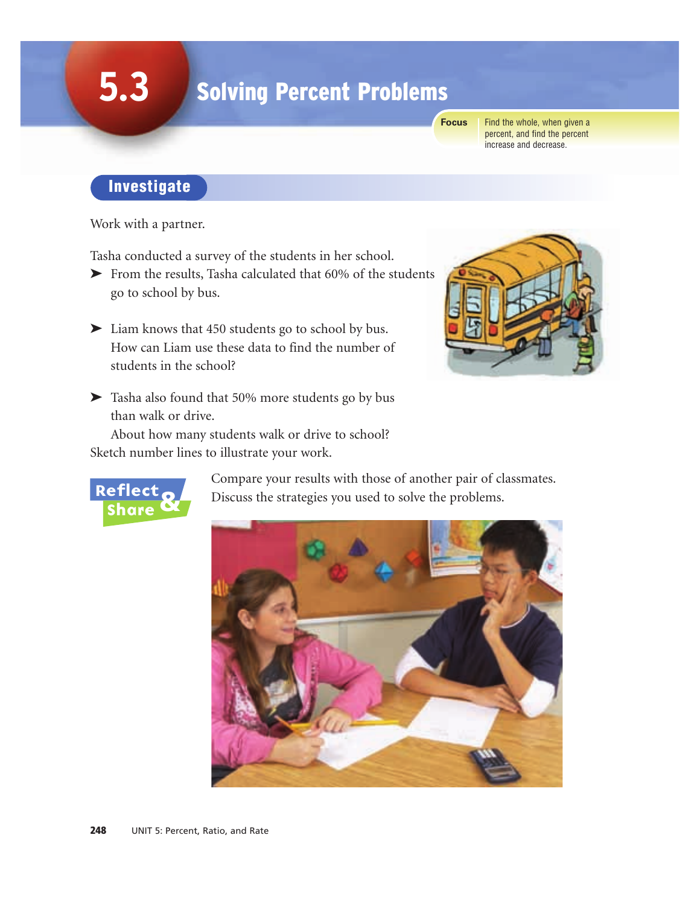# 5.3 Solving Percent Problems

**Focus** Find the whole, when given a percent, and find the percent increase and decrease.

## Investigate

Work with a partner.

Tasha conducted a survey of the students in her school.

- From the results, Tasha calculated that 60% of the students go to school by bus.
- Liam knows that 450 students go to school by bus. How can Liam use these data to find the number of students in the school?
- Tasha also found that 50% more students go by bus than walk or drive. About how many students walk or drive to school?

Sketch number lines to illustrate your work.

### Reflect & Share

Compare your results with those of another pair of classmates. Discuss the strategies you used to solve the problems.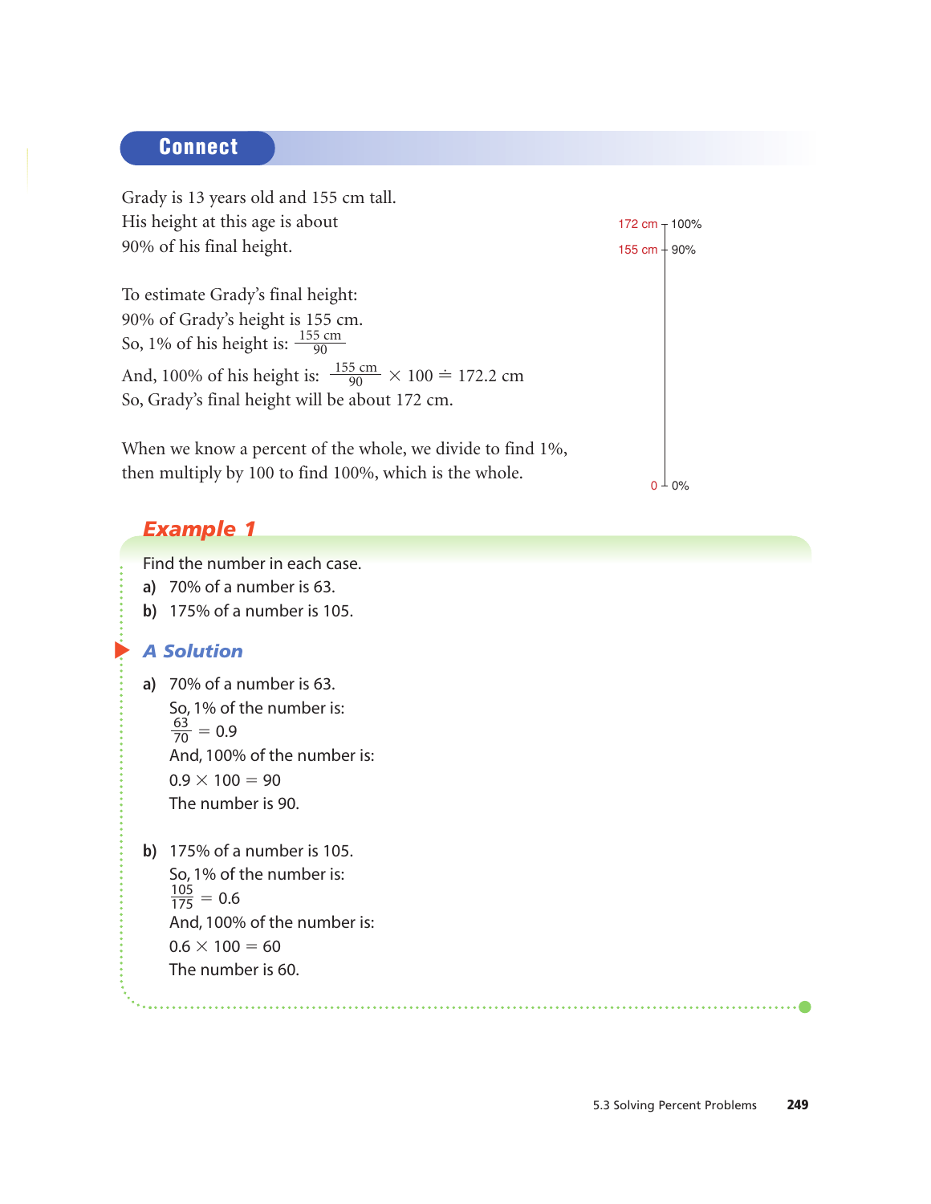## Connect

Grady is 13 years old and 155 cm tall.
His height at this age is about 90% of his final height.

172 cm — 100%
155 cm — 90%
0 — 0%

To estimate Grady's final height:
90% of Grady's height is 155 cm.
So, 1% of his height is: $\frac{155 \text{ cm}}{90}$

And, 100% of his height is: $\frac{155 \text{ cm}}{90} \times 100 \doteq 172.2$ cm
So, Grady's final height will be about 172 cm.

When we know a percent of the whole, we divide to find 1%, then multiply by 100 to find 100%, which is the whole.

### Example 1

Find the number in each case.

a) 70% of a number is 63.

b) 175% of a number is 105.

#### A Solution

a) 70% of a number is 63.
So, 1% of the number is:
$\frac{63}{70} = 0.9$
And, 100% of the number is:
$0.9 \times 100 = 90$
The number is 90.

b) 175% of a number is 105.
So, 1% of the number is:
$\frac{105}{175} = 0.6$
And, 100% of the number is:
$0.6 \times 100 = 60$
The number is 60.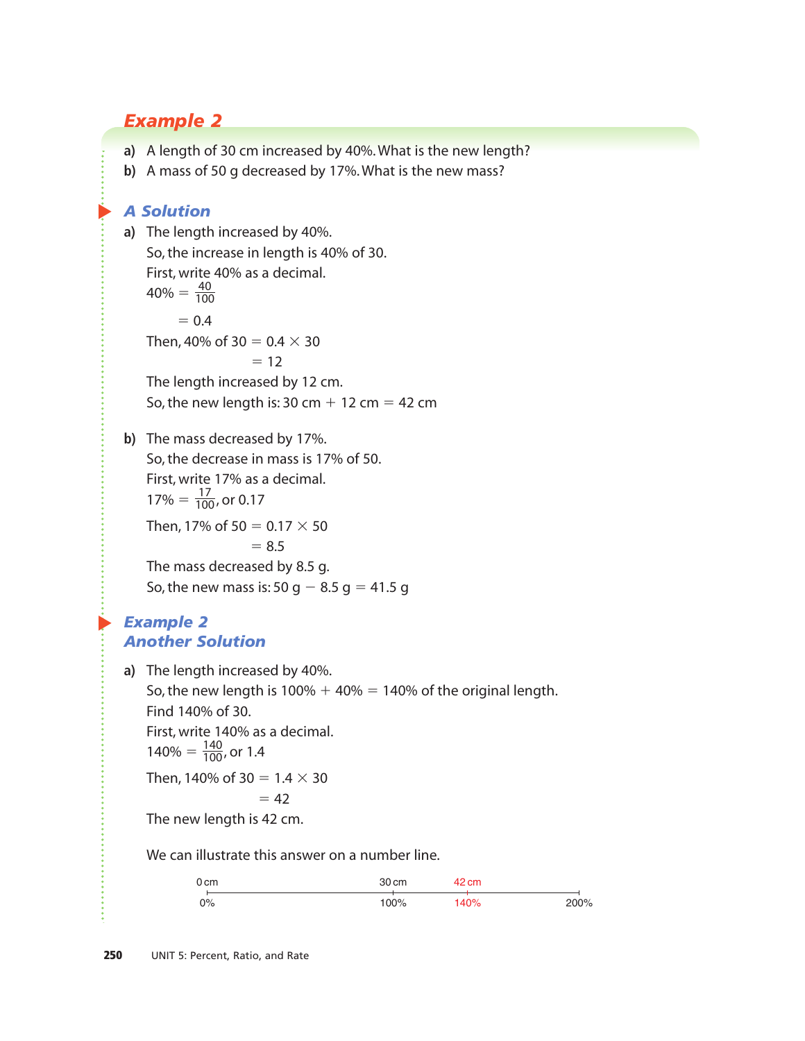## Example 2

**a)** A length of 30 cm increased by 40%. What is the new length?

**b)** A mass of 50 g decreased by 17%. What is the new mass?

### A Solution

**a)** The length increased by 40%.

So, the increase in length is 40% of 30.

First, write 40% as a decimal.

$$40\% = \frac{40}{100}$$
$$= 0.4$$

Then, 40% of 30 $= 0.4 \times 30$

$= 12$

The length increased by 12 cm.

So, the new length is: 30 cm + 12 cm = 42 cm

**b)** The mass decreased by 17%.

So, the decrease in mass is 17% of 50.

First, write 17% as a decimal.

$17\% = \frac{17}{100}$, or 0.17

Then, 17% of 50 $= 0.17 \times 50$

$= 8.5$

The mass decreased by 8.5 g.

So, the new mass is: 50 g − 8.5 g = 41.5 g

### Example 2 Another Solution

**a)** The length increased by 40%.

So, the new length is 100% + 40% = 140% of the original length.

Find 140% of 30.

First, write 140% as a decimal.

$140\% = \frac{140}{100}$, or 1.4

Then, 140% of 30 $= 1.4 \times 30$

$= 42$

The new length is 42 cm.

We can illustrate this answer on a number line.

| 0 cm | 30 cm | 42 cm | |
|---|---|---|---|
| 0% | 100% | 140% | 200% |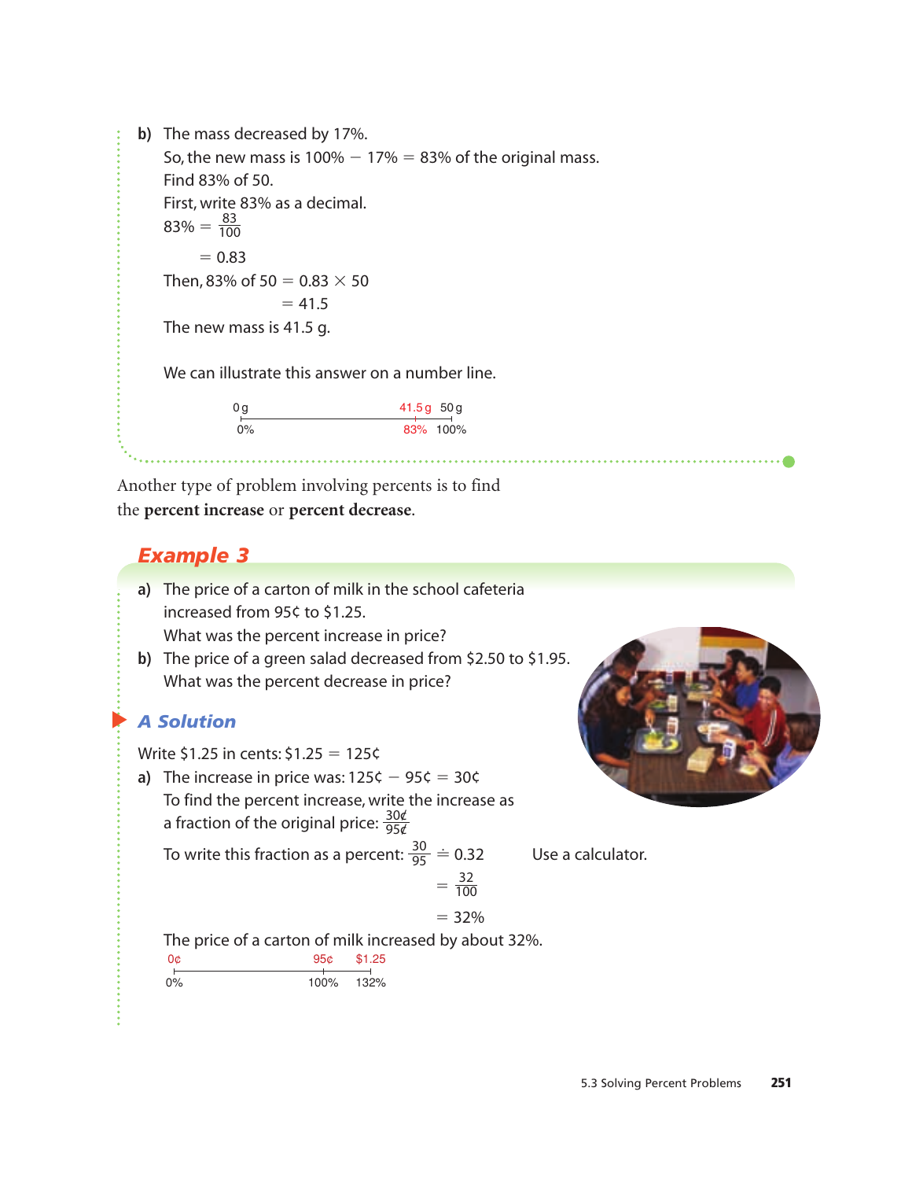**b)** The mass decreased by 17%.

So, the new mass is 100% − 17% = 83% of the original mass.

Find 83% of 50.

First, write 83% as a decimal.

$83\% = \frac{83}{100}$

$= 0.83$

Then, 83% of 50 = $0.83 \times 50$

$= 41.5$

The new mass is 41.5 g.

We can illustrate this answer on a number line.

0 g — 41.5 g — 50 g
0% — 83% — 100%

Another type of problem involving percents is to find the **percent increase** or **percent decrease**.

## Example 3

**a)** The price of a carton of milk in the school cafeteria increased from 95¢ to $1.25.
What was the percent increase in price?

**b)** The price of a green salad decreased from $2.50 to $1.95.
What was the percent decrease in price?

### A Solution

Write $1.25 in cents: $1.25 = 125¢

**a)** The increase in price was: 125¢ − 95¢ = 30¢

To find the percent increase, write the increase as a fraction of the original price: $\frac{30¢}{95¢}$

To write this fraction as a percent: $\frac{30}{95} \doteq 0.32$ Use a calculator.

$= \frac{32}{100}$

$= 32\%$

The price of a carton of milk increased by about 32%.

0¢ — 95¢ — $1.25
0% — 100% — 132%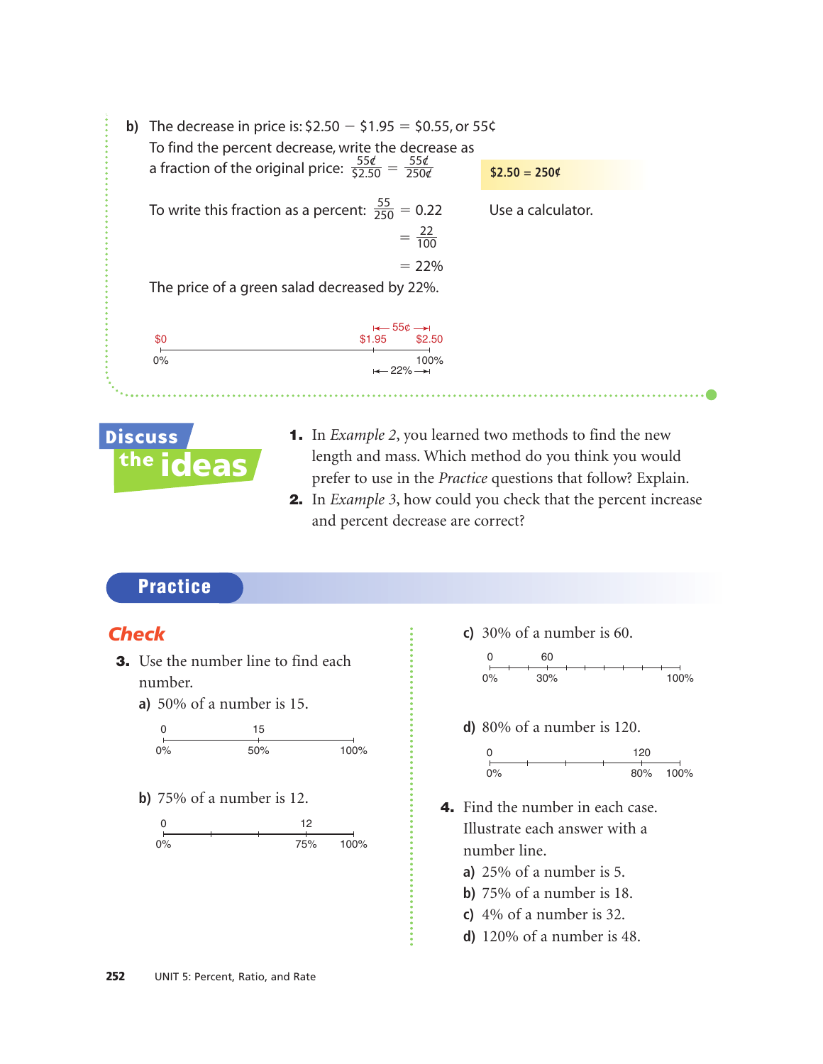b) The decrease in price is: $2.50 − $1.95 = $0.55, or 55¢

To find the percent decrease, write the decrease as a fraction of the original price: $\frac{55¢}{\$2.50} = \frac{55¢}{250¢}$

$2.50 = 250¢

To write this fraction as a percent: $\frac{55}{250} = 0.22$

$= \frac{22}{100}$

$= 22\%$

Use a calculator.

The price of a green salad decreased by 22%.

$0 — $1.95 — $2.50; 0% — 100%; 55¢; 22%

## Discuss the ideas

1. In *Example 2*, you learned two methods to find the new length and mass. Which method do you think you would prefer to use in the *Practice* questions that follow? Explain.
2. In *Example 3*, how could you check that the percent increase and percent decrease are correct?

## Practice

### Check

3. Use the number line to find each number.

   a) 50% of a number is 15.

   0, 15; 0%, 50%, 100%

   b) 75% of a number is 12.

   0, 12; 0%, 75%, 100%

   c) 30% of a number is 60.

   0, 60; 0%, 30%, 100%

   d) 80% of a number is 120.

   0, 120; 0%, 80%, 100%

4. Find the number in each case. Illustrate each answer with a number line.

   a) 25% of a number is 5.

   b) 75% of a number is 18.

   c) 4% of a number is 32.

   d) 120% of a number is 48.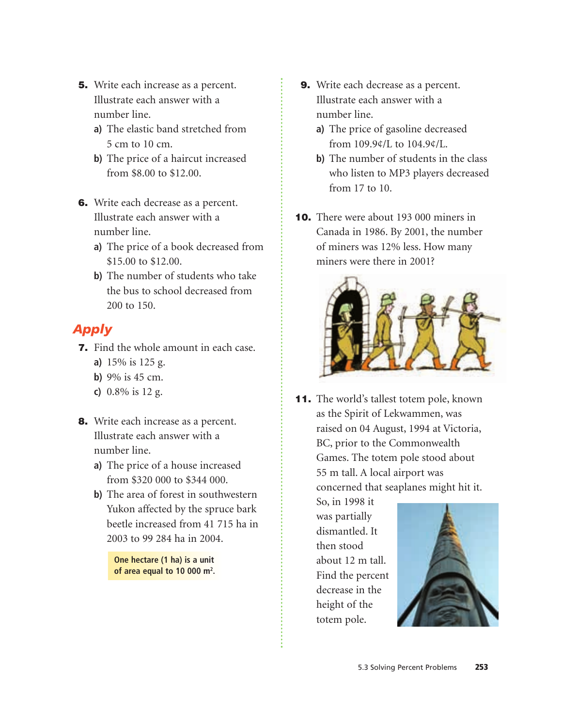**5.** Write each increase as a percent. Illustrate each answer with a number line.

**a)** The elastic band stretched from 5 cm to 10 cm.

**b)** The price of a haircut increased from \$8.00 to \$12.00.

**6.** Write each decrease as a percent. Illustrate each answer with a number line.

**a)** The price of a book decreased from \$15.00 to \$12.00.

**b)** The number of students who take the bus to school decreased from 200 to 150.

## Apply

**7.** Find the whole amount in each case.

**a)** 15% is 125 g.

**b)** 9% is 45 cm.

**c)** 0.8% is 12 g.

**8.** Write each increase as a percent. Illustrate each answer with a number line.

**a)** The price of a house increased from \$320 000 to \$344 000.

**b)** The area of forest in southwestern Yukon affected by the spruce bark beetle increased from 41 715 ha in 2003 to 99 284 ha in 2004.

One hectare (1 ha) is a unit of area equal to 10 000 $m^2$.

**9.** Write each decrease as a percent. Illustrate each answer with a number line.

**a)** The price of gasoline decreased from 109.9¢/L to 104.9¢/L.

**b)** The number of students in the class who listen to MP3 players decreased from 17 to 10.

**10.** There were about 193 000 miners in Canada in 1986. By 2001, the number of miners was 12% less. How many miners were there in 2001?

**11.** The world's tallest totem pole, known as the Spirit of Lekwammen, was raised on 04 August, 1994 at Victoria, BC, prior to the Commonwealth Games. The totem pole stood about 55 m tall. A local airport was concerned that seaplanes might hit it. So, in 1998 it was partially dismantled. It then stood about 12 m tall. Find the percent decrease in the height of the totem pole.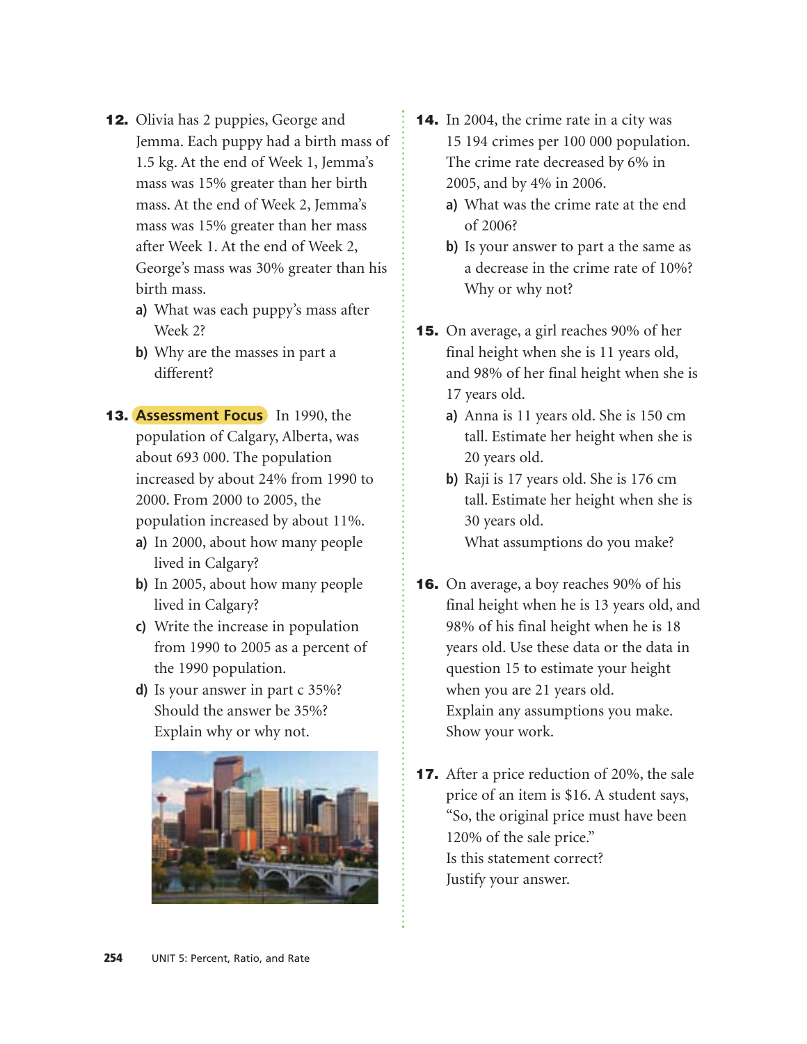**12.** Olivia has 2 puppies, George and Jemma. Each puppy had a birth mass of 1.5 kg. At the end of Week 1, Jemma's mass was 15% greater than her birth mass. At the end of Week 2, Jemma's mass was 15% greater than her mass after Week 1. At the end of Week 2, George's mass was 30% greater than his birth mass.

a) What was each puppy's mass after Week 2?

b) Why are the masses in part a different?

**13.** **Assessment Focus** In 1990, the population of Calgary, Alberta, was about 693 000. The population increased by about 24% from 1990 to 2000. From 2000 to 2005, the population increased by about 11%.

a) In 2000, about how many people lived in Calgary?

b) In 2005, about how many people lived in Calgary?

c) Write the increase in population from 1990 to 2005 as a percent of the 1990 population.

d) Is your answer in part c 35%? Should the answer be 35%? Explain why or why not.

**14.** In 2004, the crime rate in a city was 15 194 crimes per 100 000 population. The crime rate decreased by 6% in 2005, and by 4% in 2006.

a) What was the crime rate at the end of 2006?

b) Is your answer to part a the same as a decrease in the crime rate of 10%? Why or why not?

**15.** On average, a girl reaches 90% of her final height when she is 11 years old, and 98% of her final height when she is 17 years old.

a) Anna is 11 years old. She is 150 cm tall. Estimate her height when she is 20 years old.

b) Raji is 17 years old. She is 176 cm tall. Estimate her height when she is 30 years old.
What assumptions do you make?

**16.** On average, a boy reaches 90% of his final height when he is 13 years old, and 98% of his final height when he is 18 years old. Use these data or the data in question 15 to estimate your height when you are 21 years old.
Explain any assumptions you make.
Show your work.

**17.** After a price reduction of 20%, the sale price of an item is $16. A student says, "So, the original price must have been 120% of the sale price."
Is this statement correct?
Justify your answer.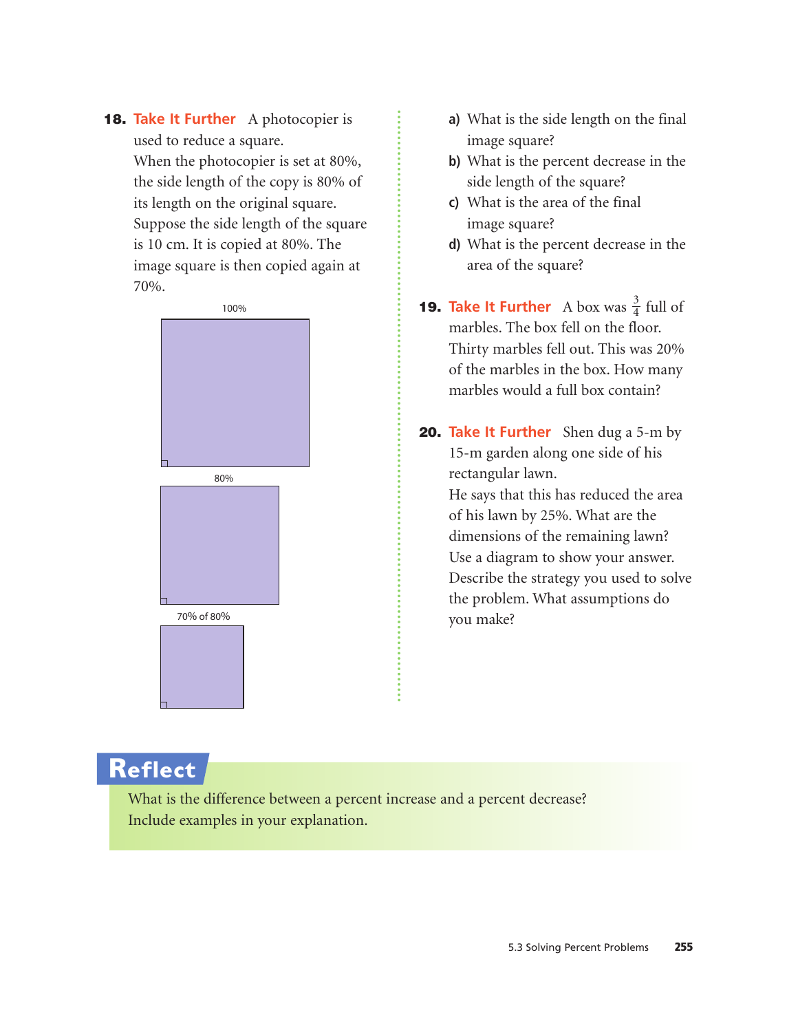**18. Take It Further** A photocopier is used to reduce a square.
When the photocopier is set at 80%, the side length of the copy is 80% of its length on the original square.
Suppose the side length of the square is 10 cm. It is copied at 80%. The image square is then copied again at 70%.

100%

80%

70% of 80%

a) What is the side length on the final image square?

b) What is the percent decrease in the side length of the square?

c) What is the area of the final image square?

d) What is the percent decrease in the area of the square?

**19. Take It Further** A box was $\frac{3}{4}$ full of marbles. The box fell on the floor. Thirty marbles fell out. This was 20% of the marbles in the box. How many marbles would a full box contain?

**20. Take It Further** Shen dug a 5-m by 15-m garden along one side of his rectangular lawn.
He says that this has reduced the area of his lawn by 25%. What are the dimensions of the remaining lawn?
Use a diagram to show your answer.
Describe the strategy you used to solve the problem. What assumptions do you make?

## Reflect

What is the difference between a percent increase and a percent decrease?
Include examples in your explanation.